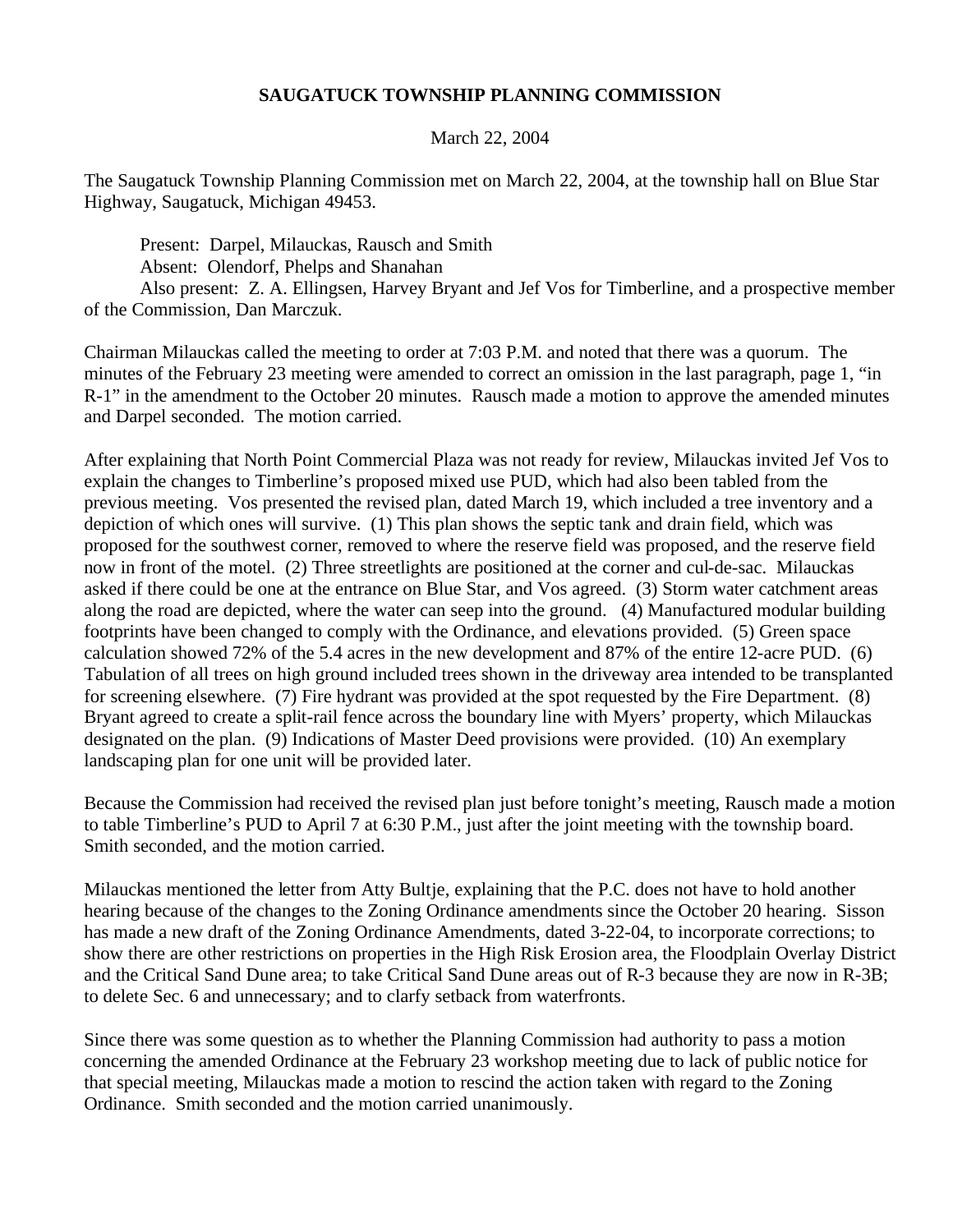# SAUGATUCK TOWNSHIP PLANNING COMMISSION

March 22, 2004

The Saugatuck Township Planning Commission met on March 22, 2004, at the township hall on Blue Star Highway, Saugatuck, Michigan 49453.

Present: Darpel, Milauckas, Rausch and Smith
Absent: Olendorf, Phelps and Shanahan
Also present: Z. A. Ellingsen, Harvey Bryant and Jef Vos for Timberline, and a prospective member of the Commission, Dan Marczuk.

Chairman Milauckas called the meeting to order at 7:03 P.M. and noted that there was a quorum. The minutes of the February 23 meeting were amended to correct an omission in the last paragraph, page 1, "in R-1" in the amendment to the October 20 minutes. Rausch made a motion to approve the amended minutes and Darpel seconded. The motion carried.

After explaining that North Point Commercial Plaza was not ready for review, Milauckas invited Jef Vos to explain the changes to Timberline's proposed mixed use PUD, which had also been tabled from the previous meeting. Vos presented the revised plan, dated March 19, which included a tree inventory and a depiction of which ones will survive. (1) This plan shows the septic tank and drain field, which was proposed for the southwest corner, removed to where the reserve field was proposed, and the reserve field now in front of the motel. (2) Three streetlights are positioned at the corner and cul-de-sac. Milauckas asked if there could be one at the entrance on Blue Star, and Vos agreed. (3) Storm water catchment areas along the road are depicted, where the water can seep into the ground. (4) Manufactured modular building footprints have been changed to comply with the Ordinance, and elevations provided. (5) Green space calculation showed 72% of the 5.4 acres in the new development and 87% of the entire 12-acre PUD. (6) Tabulation of all trees on high ground included trees shown in the driveway area intended to be transplanted for screening elsewhere. (7) Fire hydrant was provided at the spot requested by the Fire Department. (8) Bryant agreed to create a split-rail fence across the boundary line with Myers' property, which Milauckas designated on the plan. (9) Indications of Master Deed provisions were provided. (10) An exemplary landscaping plan for one unit will be provided later.

Because the Commission had received the revised plan just before tonight's meeting, Rausch made a motion to table Timberline's PUD to April 7 at 6:30 P.M., just after the joint meeting with the township board. Smith seconded, and the motion carried.

Milauckas mentioned the letter from Atty Bultje, explaining that the P.C. does not have to hold another hearing because of the changes to the Zoning Ordinance amendments since the October 20 hearing. Sisson has made a new draft of the Zoning Ordinance Amendments, dated 3-22-04, to incorporate corrections; to show there are other restrictions on properties in the High Risk Erosion area, the Floodplain Overlay District and the Critical Sand Dune area; to take Critical Sand Dune areas out of R-3 because they are now in R-3B; to delete Sec. 6 and unnecessary; and to clarfy setback from waterfronts.

Since there was some question as to whether the Planning Commission had authority to pass a motion concerning the amended Ordinance at the February 23 workshop meeting due to lack of public notice for that special meeting, Milauckas made a motion to rescind the action taken with regard to the Zoning Ordinance. Smith seconded and the motion carried unanimously.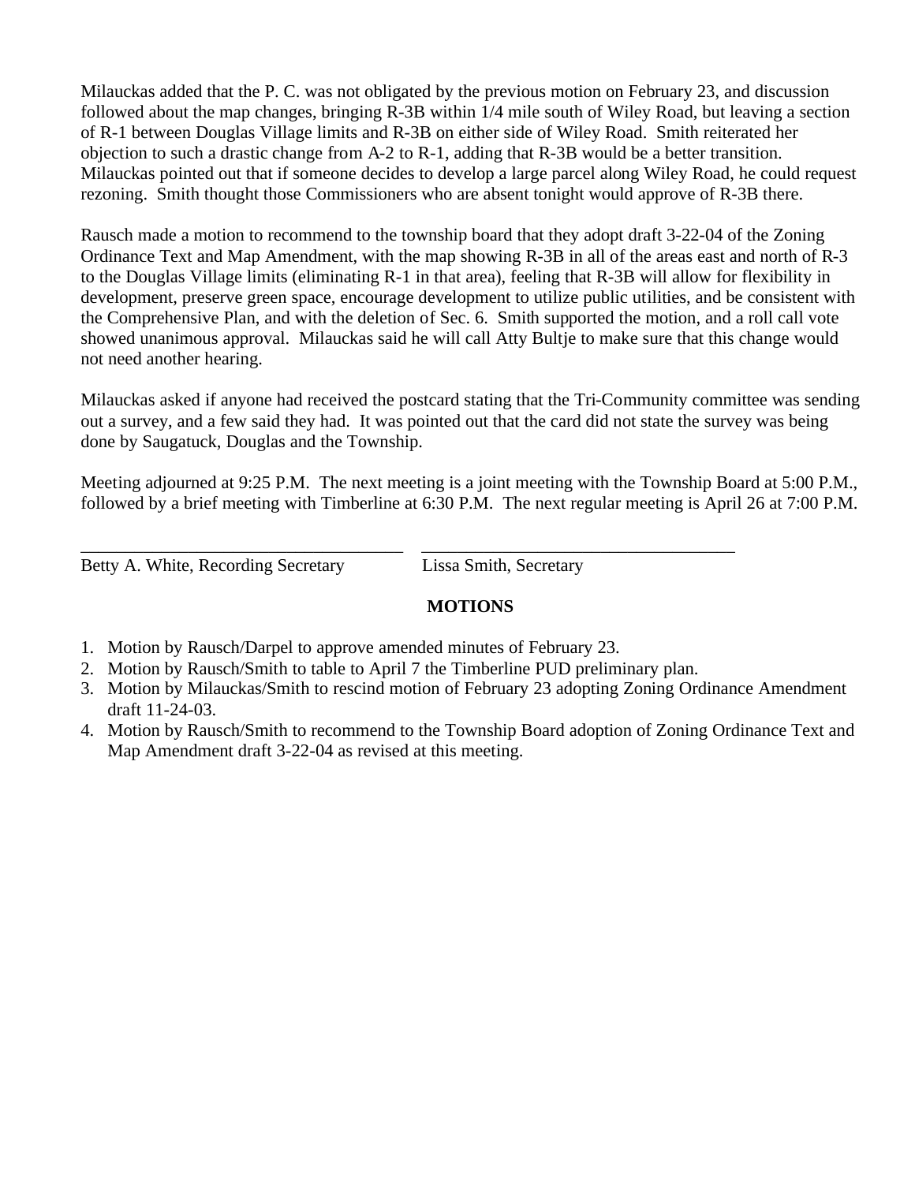Milauckas added that the P. C. was not obligated by the previous motion on February 23, and discussion followed about the map changes, bringing R-3B within 1/4 mile south of Wiley Road, but leaving a section of R-1 between Douglas Village limits and R-3B on either side of Wiley Road. Smith reiterated her objection to such a drastic change from A-2 to R-1, adding that R-3B would be a better transition. Milauckas pointed out that if someone decides to develop a large parcel along Wiley Road, he could request rezoning. Smith thought those Commissioners who are absent tonight would approve of R-3B there.

Rausch made a motion to recommend to the township board that they adopt draft 3-22-04 of the Zoning Ordinance Text and Map Amendment, with the map showing R-3B in all of the areas east and north of R-3 to the Douglas Village limits (eliminating R-1 in that area), feeling that R-3B will allow for flexibility in development, preserve green space, encourage development to utilize public utilities, and be consistent with the Comprehensive Plan, and with the deletion of Sec. 6. Smith supported the motion, and a roll call vote showed unanimous approval. Milauckas said he will call Atty Bultje to make sure that this change would not need another hearing.

Milauckas asked if anyone had received the postcard stating that the Tri-Community committee was sending out a survey, and a few said they had. It was pointed out that the card did not state the survey was being done by Saugatuck, Douglas and the Township.

Meeting adjourned at 9:25 P.M. The next meeting is a joint meeting with the Township Board at 5:00 P.M., followed by a brief meeting with Timberline at 6:30 P.M. The next regular meeting is April 26 at 7:00 P.M.

\_\_\_\_\_\_\_\_\_\_\_\_\_\_\_\_\_\_\_\_\_\_\_\_\_\_\_\_\_\_\_\_\_\_\_\_ \_\_\_\_\_\_\_\_\_\_\_\_\_\_\_\_\_\_\_\_\_\_\_\_\_\_\_\_\_\_\_\_\_\_\_\_

Betty A. White, Recording Secretary Lissa Smith, Secretary

**MOTIONS**

1. Motion by Rausch/Darpel to approve amended minutes of February 23.
2. Motion by Rausch/Smith to table to April 7 the Timberline PUD preliminary plan.
3. Motion by Milauckas/Smith to rescind motion of February 23 adopting Zoning Ordinance Amendment draft 11-24-03.
4. Motion by Rausch/Smith to recommend to the Township Board adoption of Zoning Ordinance Text and Map Amendment draft 3-22-04 as revised at this meeting.